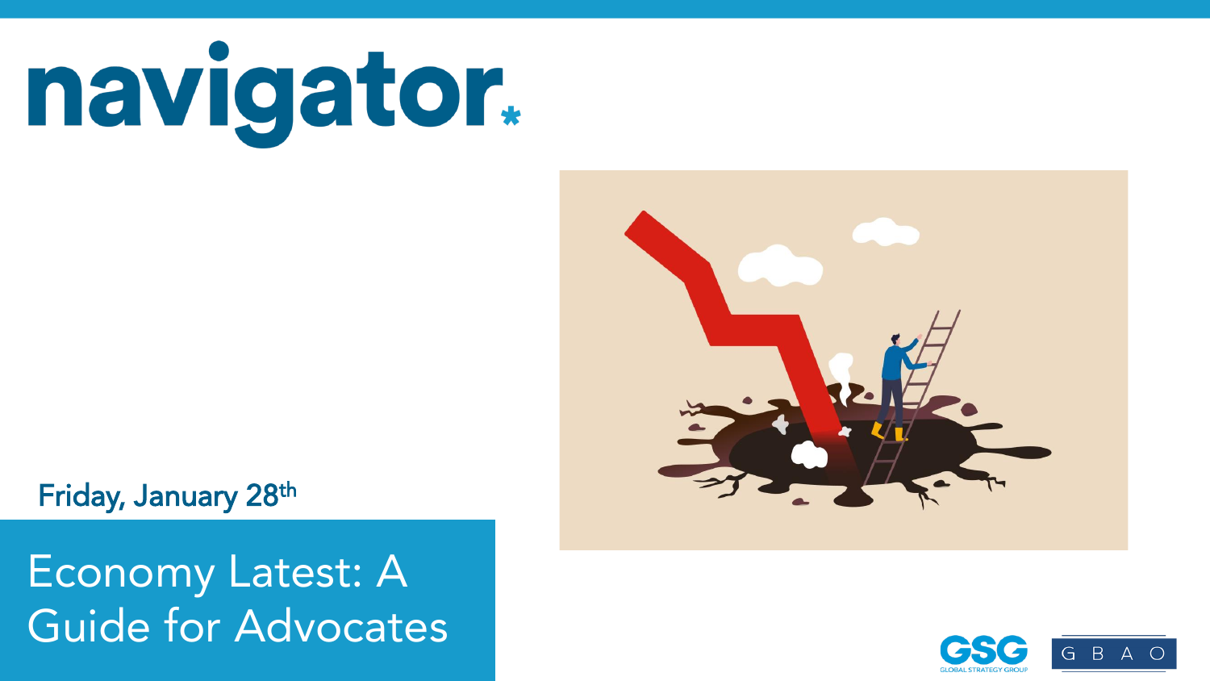# navigator*

Friday, January 28th

## Economy Latest: A Guide for Advocates

GSG GLOBAL STRATEGY GROUP

G B A O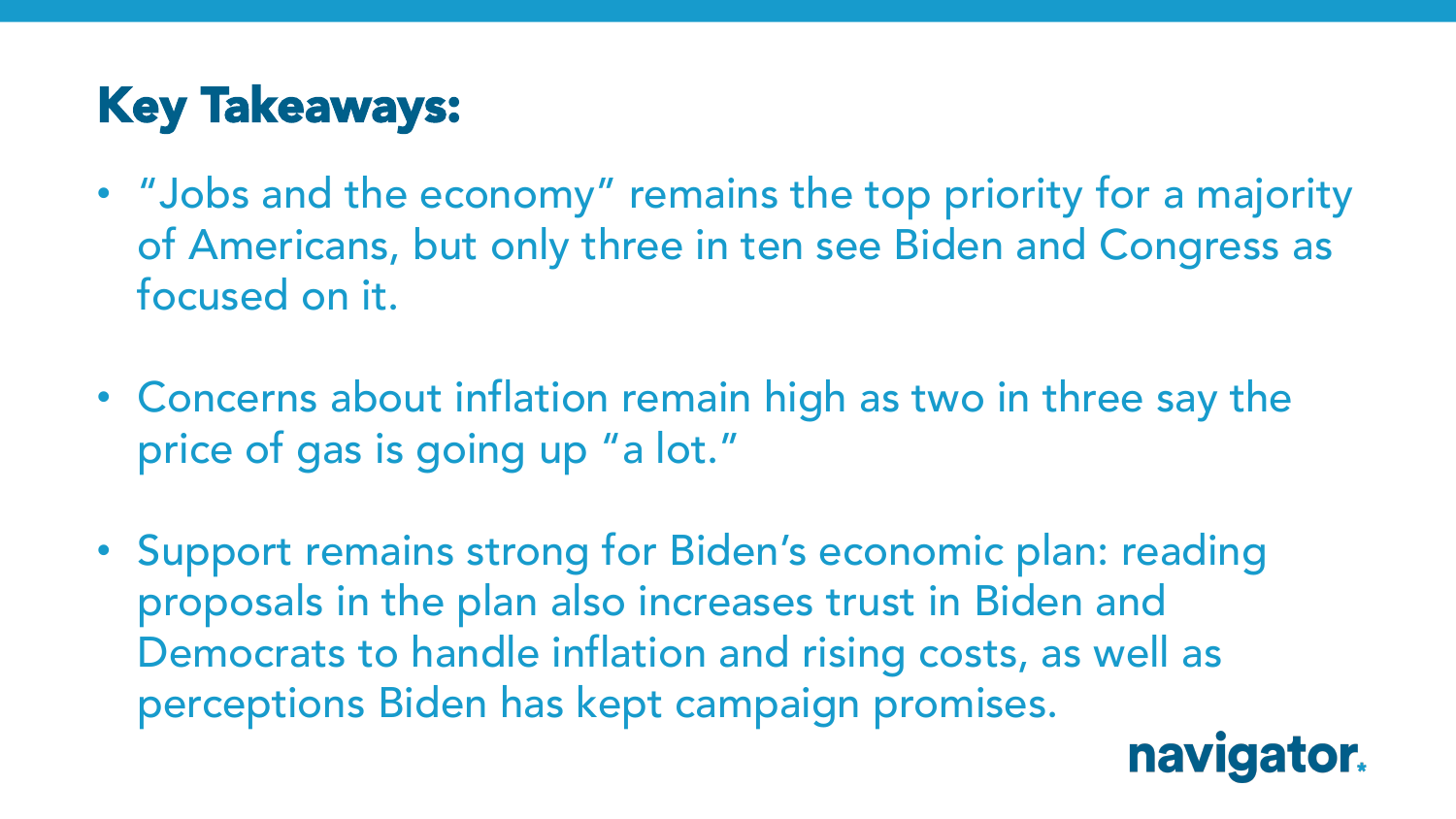## Key Takeaways:

- "Jobs and the economy" remains the top priority for a majority of Americans, but only three in ten see Biden and Congress as focused on it.
- Concerns about inflation remain high as two in three say the price of gas is going up "a lot."
- Support remains strong for Biden's economic plan: reading proposals in the plan also increases trust in Biden and Democrats to handle inflation and rising costs, as well as perceptions Biden has kept campaign promises.

navigator.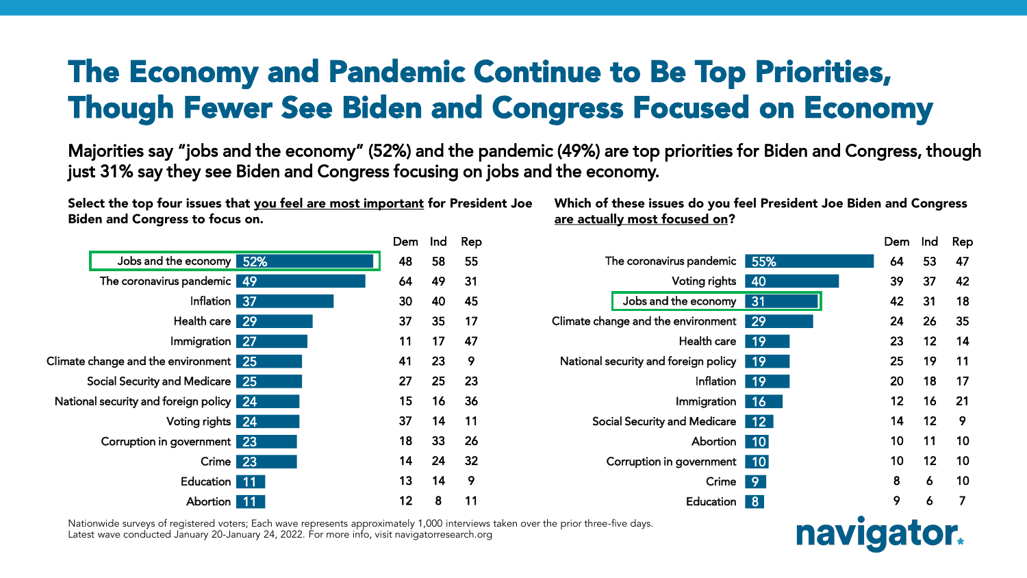# The Economy and Pandemic Continue to Be Top Priorities, Though Fewer See Biden and Congress Focused on Economy

**Majorities say "jobs and the economy" (52%) and the pandemic (49%) are top priorities for Biden and Congress, though just 31% say they see Biden and Congress focusing on jobs and the economy.**

**Select the top four issues that you feel are most important for President Joe Biden and Congress to focus on.**

Dem Ind Rep

Jobs and the economy 52% 48 58 55

The coronavirus pandemic 49 64 49 31

Inflation 37 30 40 45

Health care 29 37 35 17

Immigration 27 11 17 47

Climate change and the environment 25 41 23 9

Social Security and Medicare 25 27 25 23

National security and foreign policy 24 15 16 36

Voting rights 24 37 14 11

Corruption in government 23 18 33 26

Crime 23 14 24 32

Education 11 13 14 9

Abortion 11 12 8 11

**Which of these issues do you feel President Joe Biden and Congress are actually most focused on?**

Dem Ind Rep

The coronavirus pandemic 55% 64 53 47

Voting rights 40 39 37 42

Jobs and the economy 31 42 31 18

Climate change and the environment 29 24 26 35

Health care 19 23 12 14

National security and foreign policy 19 25 19 11

Inflation 19 20 18 17

Immigration 16 12 16 21

Social Security and Medicare 12 14 12 9

Abortion 10 10 11 10

Corruption in government 10 10 12 10

Crime 9 8 6 10

Education 8 9 6 7

Nationwide surveys of registered voters; Each wave represents approximately 1,000 interviews taken over the prior three-five days. Latest wave conducted January 20-January 24, 2022. For more info, visit navigatorresearch.org

navigator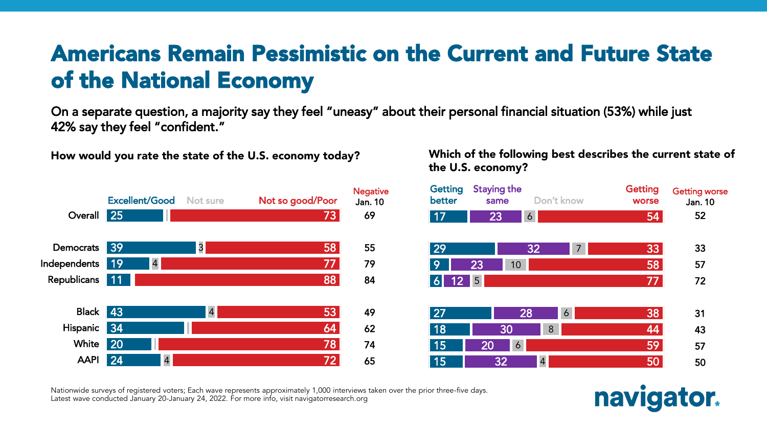# Americans Remain Pessimistic on the Current and Future State of the National Economy

On a separate question, a majority say they feel "uneasy" about their personal financial situation (53%) while just 42% say they feel "confident."

### How would you rate the state of the U.S. economy today?

Excellent/Good | Not sure | Not so good/Poor | Negative Jan. 10

Overall: 25 | 73 | 69

Democrats: 39 | 3 | 58 | 55

Independents: 19 | 4 | 77 | 79

Republicans: 11 | 88 | 84

Black: 43 | 4 | 53 | 49

Hispanic: 34 | 64 | 62

White: 20 | 78 | 74

AAPI: 24 | 4 | 72 | 65

### Which of the following best describes the current state of the U.S. economy?

Getting better | Staying the same | Don't know | Getting worse | Getting worse Jan. 10

Overall: 17 | 23 | 6 | 54 | 52

Democrats: 29 | 32 | 7 | 33 | 33

Independents: 9 | 23 | 10 | 58 | 57

Republicans: 6 | 12 | 5 | 77 | 72

Black: 27 | 28 | 6 | 38 | 31

Hispanic: 18 | 30 | 8 | 44 | 43

White: 15 | 20 | 6 | 59 | 57

AAPI: 15 | 32 | 4 | 50 | 50

Nationwide surveys of registered voters; Each wave represents approximately 1,000 interviews taken over the prior three-five days. Latest wave conducted January 20-January 24, 2022. For more info, visit navigatorresearch.org

navigator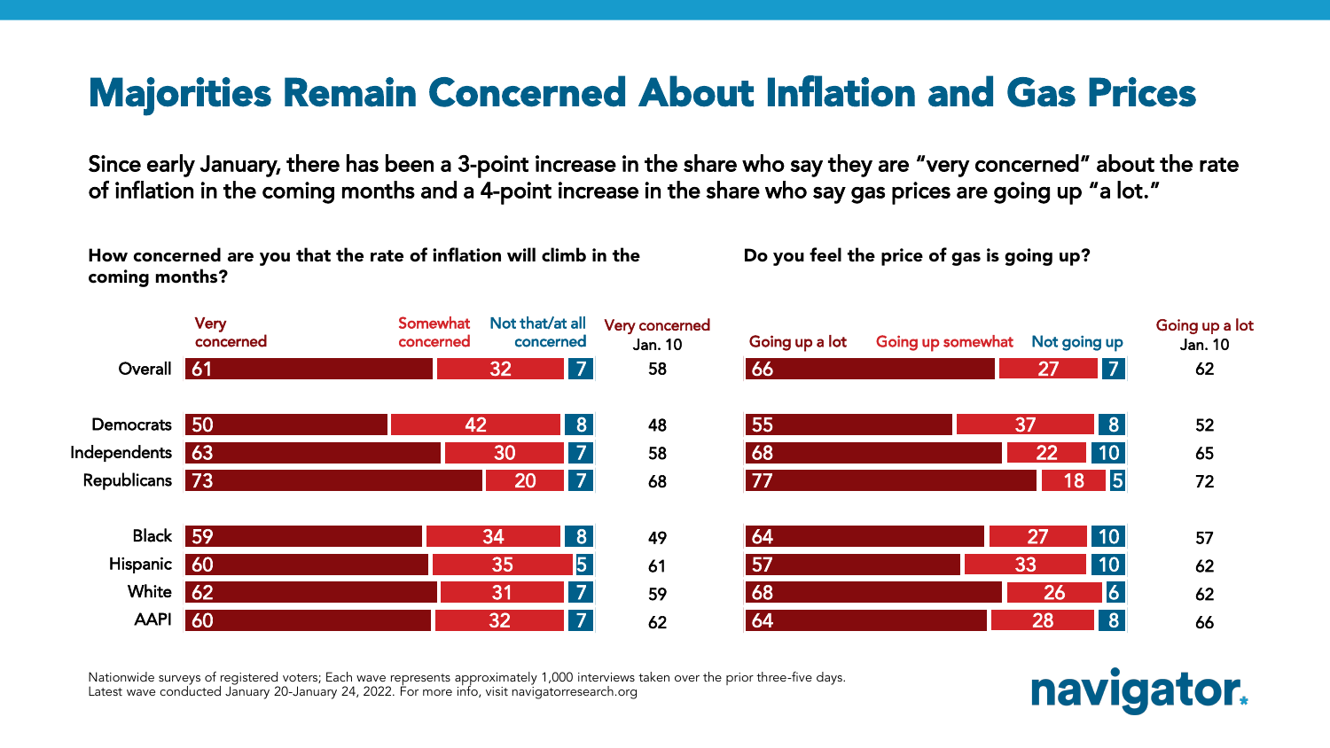# Majorities Remain Concerned About Inflation and Gas Prices

Since early January, there has been a 3-point increase in the share who say they are "very concerned" about the rate of inflation in the coming months and a 4-point increase in the share who say gas prices are going up "a lot."

**How concerned are you that the rate of inflation will climb in the coming months?**

Very concerned | Somewhat concerned | Not that/at all concerned | Very concerned Jan. 10

Overall 61 32 7 58

Democrats 50 42 8 48

Independents 63 30 7 58

Republicans 73 20 7 68

Black 59 34 8 49

Hispanic 60 35 5 61

White 62 31 7 59

AAPI 60 32 7 62

**Do you feel the price of gas is going up?**

Going up a lot | Going up somewhat | Not going up | Going up a lot Jan. 10

Overall 66 27 7 62

Democrats 55 37 8 52

Independents 68 22 10 65

Republicans 77 18 5 72

Black 64 27 10 57

Hispanic 57 33 10 62

White 68 26 6 62

AAPI 64 28 8 66

Nationwide surveys of registered voters; Each wave represents approximately 1,000 interviews taken over the prior three-five days. Latest wave conducted January 20-January 24, 2022. For more info, visit navigatorresearch.org

navigator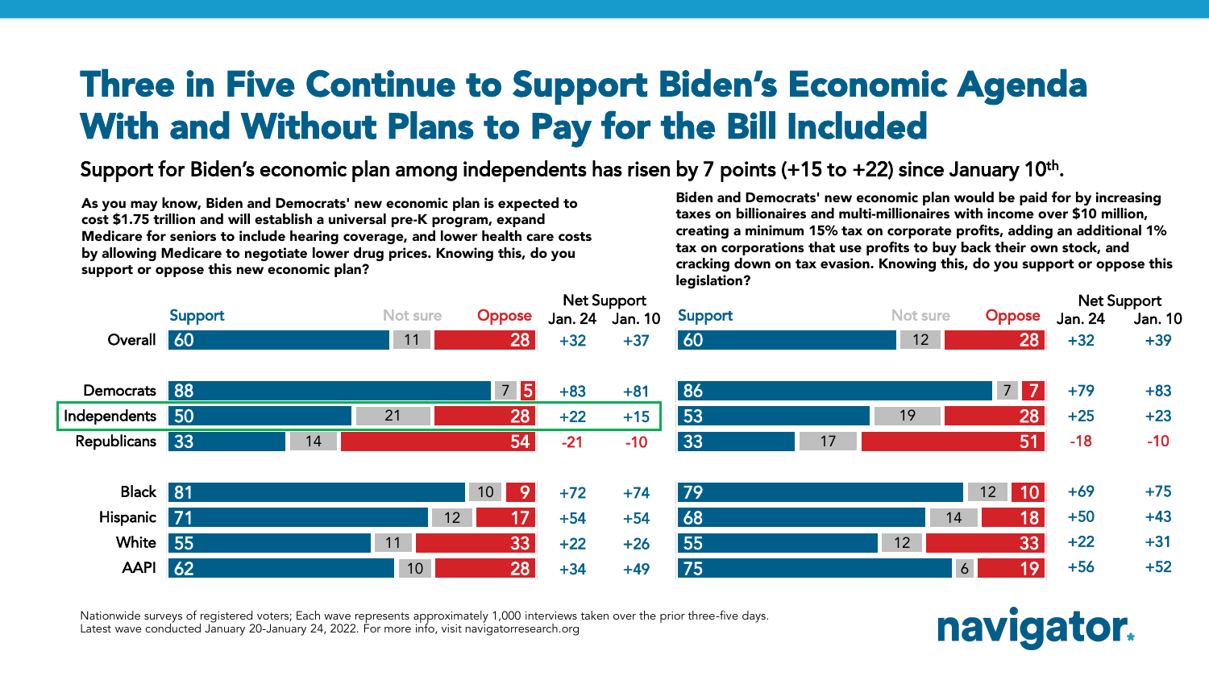# Three in Five Continue to Support Biden's Economic Agenda With and Without Plans to Pay for the Bill Included

## Support for Biden's economic plan among independents has risen by 7 points (+15 to +22) since January 10th.

**As you may know, Biden and Democrats' new economic plan is expected to cost $1.75 trillion and will establish a universal pre-K program, expand Medicare for seniors to include hearing coverage, and lower health care costs by allowing Medicare to negotiate lower drug prices. Knowing this, do you support or oppose this new economic plan?**

| | Support | Not sure | Oppose | Net Support Jan. 24 | Net Support Jan. 10 |
|---|---|---|---|---|---|
| Overall | 60 | 11 | 28 | +32 | +37 |
| Democrats | 88 | 7 | 5 | +83 | +81 |
| Independents | 50 | 21 | 28 | +22 | +15 |
| Republicans | 33 | 14 | 54 | -21 | -10 |
| Black | 81 | 10 | 9 | +72 | +74 |
| Hispanic | 71 | 12 | 17 | +54 | +54 |
| White | 55 | 11 | 33 | +22 | +26 |
| AAPI | 62 | 10 | 28 | +34 | +49 |

**Biden and Democrats' new economic plan would be paid for by increasing taxes on billionaires and multi-millionaires with income over $10 million, creating a minimum 15% tax on corporate profits, adding an additional 1% tax on corporations that use profits to buy back their own stock, and cracking down on tax evasion. Knowing this, do you support or oppose this legislation?**

| | Support | Not sure | Oppose | Net Support Jan. 24 | Net Support Jan. 10 |
|---|---|---|---|---|---|
| Overall | 60 | 12 | 28 | +32 | +39 |
| Democrats | 86 | 7 | 7 | +79 | +83 |
| Independents | 53 | 19 | 28 | +25 | +23 |
| Republicans | 33 | 17 | 51 | -18 | -10 |
| Black | 79 | 12 | 10 | +69 | +75 |
| Hispanic | 68 | 14 | 18 | +50 | +43 |
| White | 55 | 12 | 33 | +22 | +31 |
| AAPI | 75 | 6 | 19 | +56 | +52 |

Nationwide surveys of registered voters; Each wave represents approximately 1,000 interviews taken over the prior three-five days. Latest wave conducted January 20-January 24, 2022. For more info, visit navigatorresearch.org

navigator.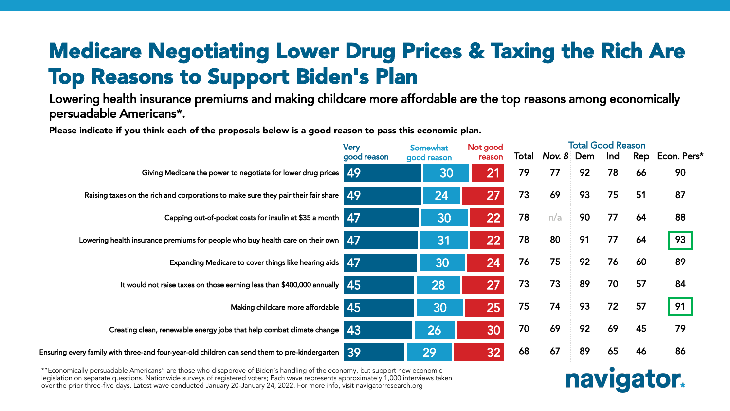# Medicare Negotiating Lower Drug Prices & Taxing the Rich Are Top Reasons to Support Biden's Plan

**Lowering health insurance premiums and making childcare more affordable are the top reasons among economically persuadable Americans*.**

**Please indicate if you think each of the proposals below is a good reason to pass this economic plan.**

Very good reason | Somewhat good reason | Not good reason

Total Good Reason: Total | *Nov. 8* | Dem | Ind | Rep | Econ. Pers*

Giving Medicare the power to negotiate for lower drug prices: 49 | 30 | 21 — 79 | 77 | 92 | 78 | 66 | 90

Raising taxes on the rich and corporations to make sure they pair their fair share: 49 | 24 | 27 — 73 | 69 | 93 | 75 | 51 | 87

Capping out-of-pocket costs for insulin at $35 a month: 47 | 30 | 22 — 78 | n/a | 90 | 77 | 64 | 88

Lowering health insurance premiums for people who buy health care on their own: 47 | 31 | 22 — 78 | 80 | 91 | 77 | 64 | 93

Expanding Medicare to cover things like hearing aids: 47 | 30 | 24 — 76 | 75 | 92 | 76 | 60 | 89

It would not raise taxes on those earning less than $400,000 annually: 45 | 28 | 27 — 73 | 73 | 89 | 70 | 57 | 84

Making childcare more affordable: 45 | 30 | 25 — 75 | 74 | 93 | 72 | 57 | 91

Creating clean, renewable energy jobs that help combat climate change: 43 | 26 | 30 — 70 | 69 | 92 | 69 | 45 | 79

Ensuring every family with three-and four-year-old children can send them to pre-kindergarten: 39 | 29 | 32 — 68 | 67 | 89 | 65 | 46 | 86

*"Economically persuadable Americans" are those who disapprove of Biden's handling of the economy, but support new economic legislation on separate questions. Nationwide surveys of registered voters; Each wave represents approximately 1,000 interviews taken over the prior three-five days. Latest wave conducted January 20-January 24, 2022. For more info, visit navigatorresearch.org

navigator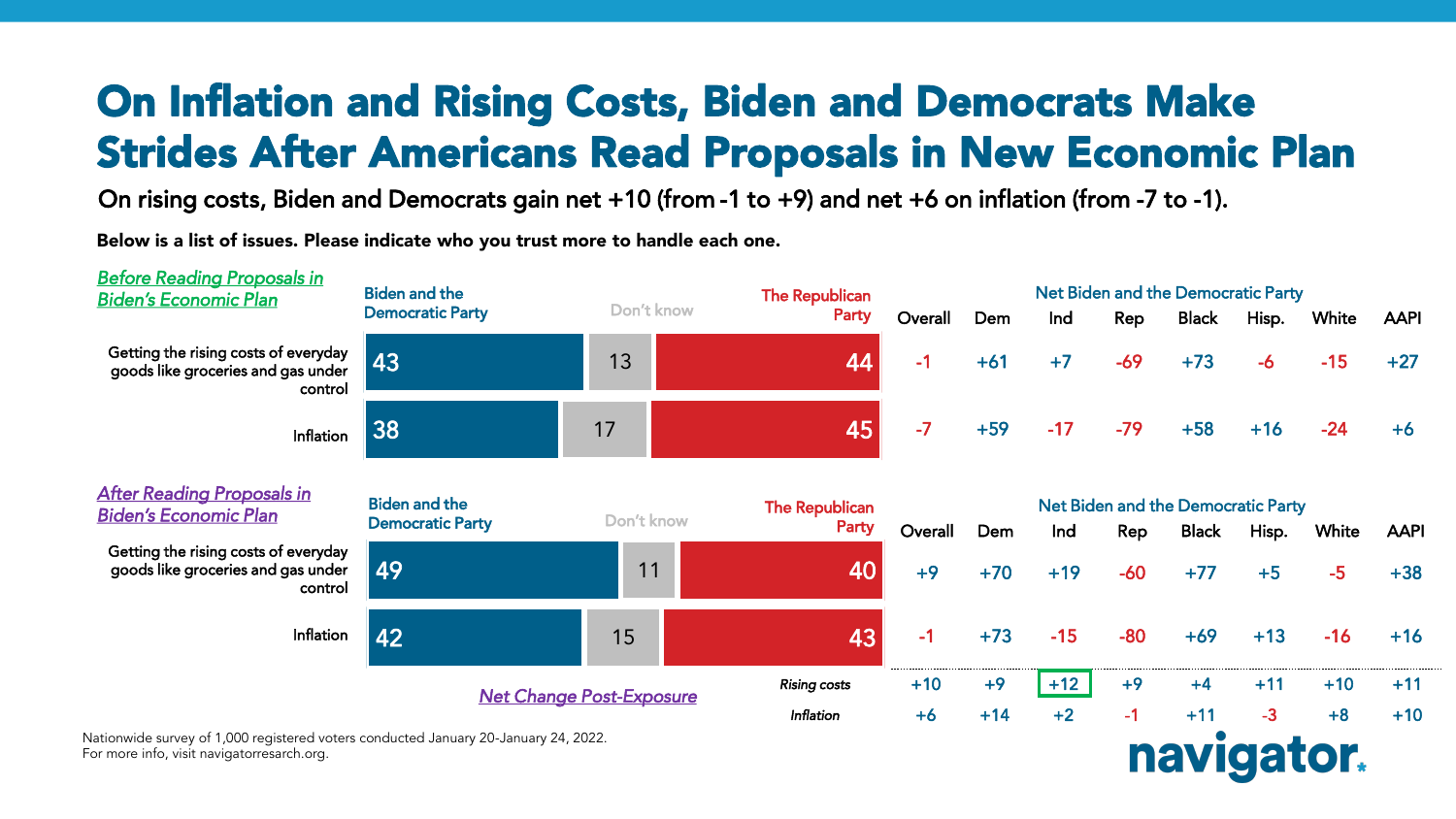# On Inflation and Rising Costs, Biden and Democrats Make Strides After Americans Read Proposals in New Economic Plan

On rising costs, Biden and Democrats gain net +10 (from -1 to +9) and net +6 on inflation (from -7 to -1).

**Below is a list of issues. Please indicate who you trust more to handle each one.**

Before Reading Proposals in Biden's Economic Plan

Biden and the Democratic Party
Don't know
The Republican Party

Getting the rising costs of everyday goods like groceries and gas under control
43
13
44

Inflation
38
17
45

| | Net Biden and the Democratic Party | | | | | | | |
|---|---|---|---|---|---|---|---|---|
| | Overall | Dem | Ind | Rep | Black | Hisp. | White | AAPI |
| Getting the rising costs of everyday goods like groceries and gas under control | -1 | +61 | +7 | -69 | +73 | -6 | -15 | +27 |
| Inflation | -7 | +59 | -17 | -79 | +58 | +16 | -24 | +6 |

After Reading Proposals in Biden's Economic Plan

Biden and the Democratic Party
Don't know
The Republican Party

Getting the rising costs of everyday goods like groceries and gas under control
49
11
40

Inflation
42
15
43

| | Net Biden and the Democratic Party | | | | | | | |
|---|---|---|---|---|---|---|---|---|
| | Overall | Dem | Ind | Rep | Black | Hisp. | White | AAPI |
| Getting the rising costs of everyday goods like groceries and gas under control | +9 | +70 | +19 | -60 | +77 | +5 | -5 | +38 |
| Inflation | -1 | +73 | -15 | -80 | +69 | +13 | -16 | +16 |
| **Net Change Post-Exposure** | | | | | | | | |
| *Rising costs* | +10 | +9 | +12 | +9 | +4 | +11 | +10 | +11 |
| *Inflation* | +6 | +14 | +2 | -1 | +11 | -3 | +8 | +10 |

Nationwide survey of 1,000 registered voters conducted January 20-January 24, 2022.
For more info, visit navigatorresearch.org.

navigator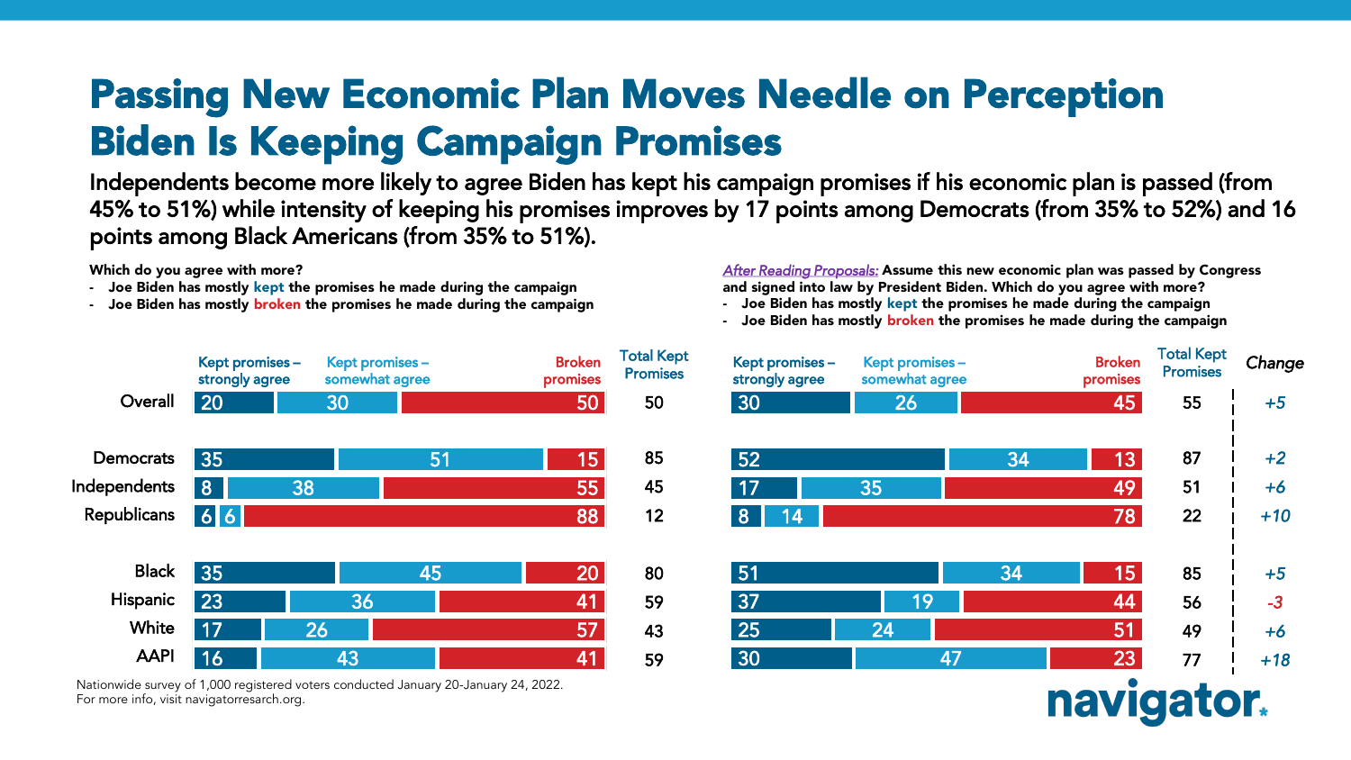# Passing New Economic Plan Moves Needle on Perception Biden Is Keeping Campaign Promises

**Independents become more likely to agree Biden has kept his campaign promises if his economic plan is passed (from 45% to 51%) while intensity of keeping his promises improves by 17 points among Democrats (from 35% to 52%) and 16 points among Black Americans (from 35% to 51%).**

**Which do you agree with more?**

- **Joe Biden has mostly kept the promises he made during the campaign**
- **Joe Biden has mostly broken the promises he made during the campaign**

Kept promises – strongly agree
Kept promises – somewhat agree
Broken promises
Total Kept Promises

Overall 20 30 50 50

Democrats 35 51 15 85
Independents 8 38 55 45
Republicans 6 6 88 12

Black 35 45 20 80
Hispanic 23 36 41 59
White 17 26 57 43
AAPI 16 43 41 59

***After Reading Proposals:*** **Assume this new economic plan was passed by Congress and signed into law by President Biden. Which do you agree with more?**

- **Joe Biden has mostly kept the promises he made during the campaign**
- **Joe Biden has mostly broken the promises he made during the campaign**

Kept promises – strongly agree
Kept promises – somewhat agree
Broken promises
Total Kept Promises
*Change*

Overall 30 26 45 55 +5

Democrats 52 34 13 87 +2
Independents 17 35 49 51 +6
Republicans 8 14 78 22 +10

Black 51 34 15 85 +5
Hispanic 37 19 44 56 -3
White 25 24 51 49 +6
AAPI 30 47 23 77 +18

Nationwide survey of 1,000 registered voters conducted January 20-January 24, 2022.
For more info, visit navigatorresearch.org.

navigator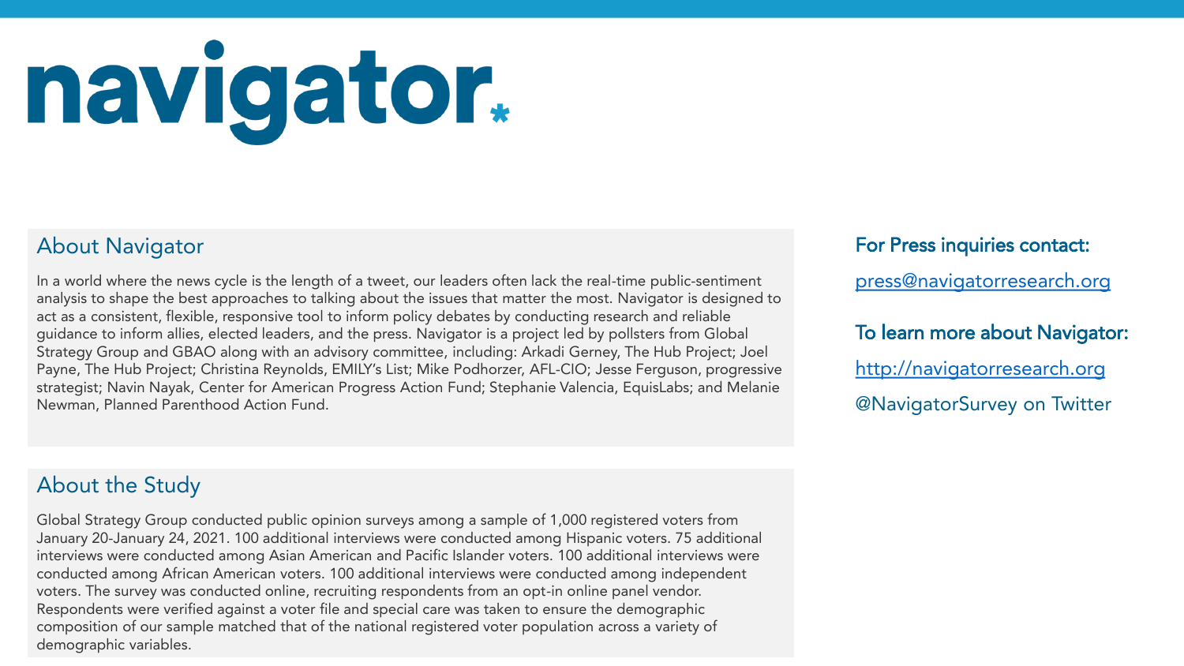# navigator*

## About Navigator

In a world where the news cycle is the length of a tweet, our leaders often lack the real-time public-sentiment analysis to shape the best approaches to talking about the issues that matter the most. Navigator is designed to act as a consistent, flexible, responsive tool to inform policy debates by conducting research and reliable guidance to inform allies, elected leaders, and the press. Navigator is a project led by pollsters from Global Strategy Group and GBAO along with an advisory committee, including: Arkadi Gerney, The Hub Project; Joel Payne, The Hub Project; Christina Reynolds, EMILY's List; Mike Podhorzer, AFL-CIO; Jesse Ferguson, progressive strategist; Navin Nayak, Center for American Progress Action Fund; Stephanie Valencia, EquisLabs; and Melanie Newman, Planned Parenthood Action Fund.

## About the Study

Global Strategy Group conducted public opinion surveys among a sample of 1,000 registered voters from January 20-January 24, 2021. 100 additional interviews were conducted among Hispanic voters. 75 additional interviews were conducted among Asian American and Pacific Islander voters. 100 additional interviews were conducted among African American voters. 100 additional interviews were conducted among independent voters. The survey was conducted online, recruiting respondents from an opt-in online panel vendor. Respondents were verified against a voter file and special care was taken to ensure the demographic composition of our sample matched that of the national registered voter population across a variety of demographic variables.

**For Press inquiries contact:**

press@navigatorresearch.org

**To learn more about Navigator:**

http://navigatorresearch.org

@NavigatorSurvey on Twitter